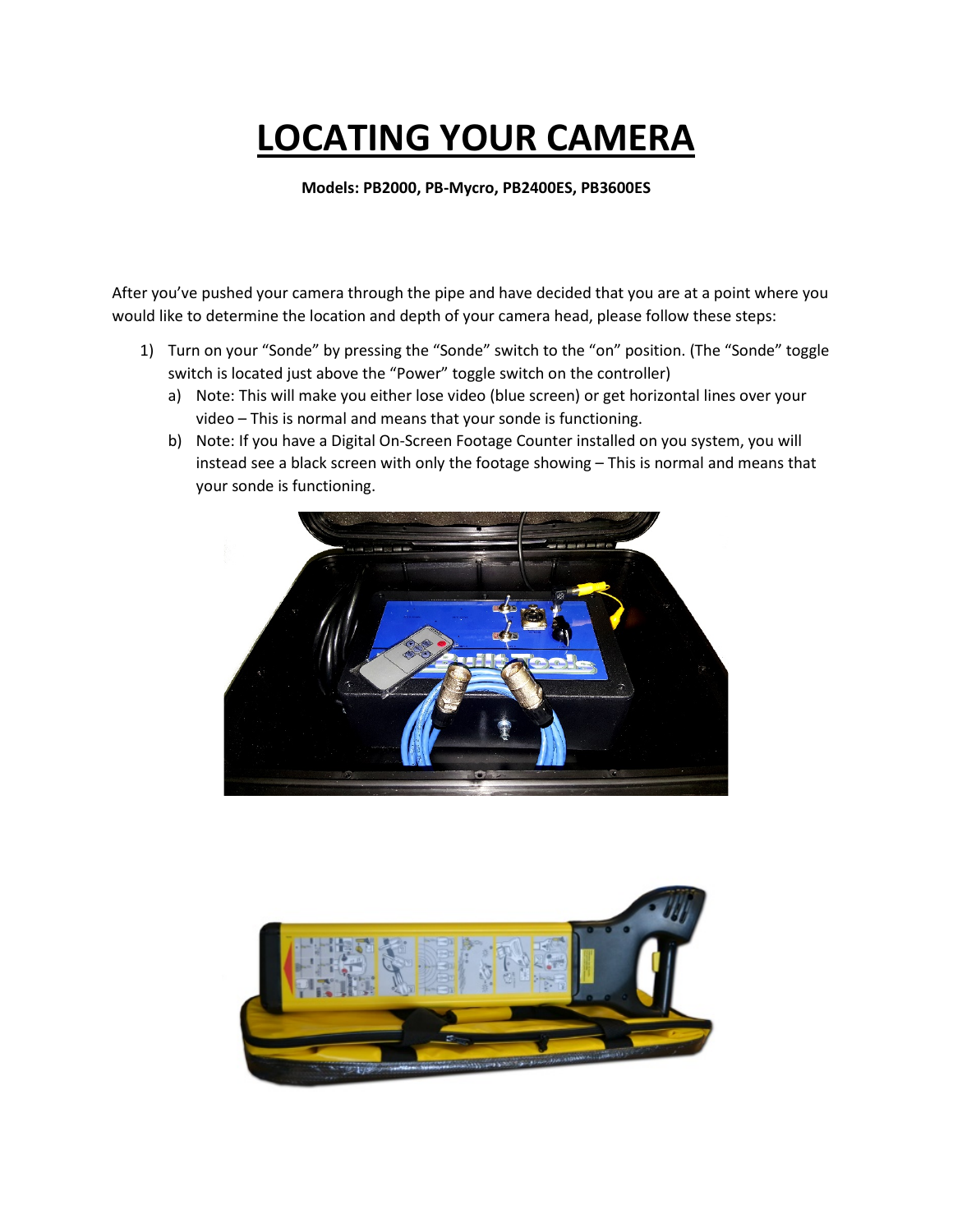# LOCATING YOUR CAMERA

**Models: PB2000, PB-Mycro, PB2400ES, PB3600ES**

After you've pushed your camera through the pipe and have decided that you are at a point where you would like to determine the location and depth of your camera head, please follow these steps:

1) Turn on your "Sonde" by pressing the "Sonde" switch to the "on" position. (The "Sonde" toggle switch is located just above the "Power" toggle switch on the controller)
   a) Note: This will make you either lose video (blue screen) or get horizontal lines over your video – This is normal and means that your sonde is functioning.
   b) Note: If you have a Digital On-Screen Footage Counter installed on you system, you will instead see a black screen with only the footage showing – This is normal and means that your sonde is functioning.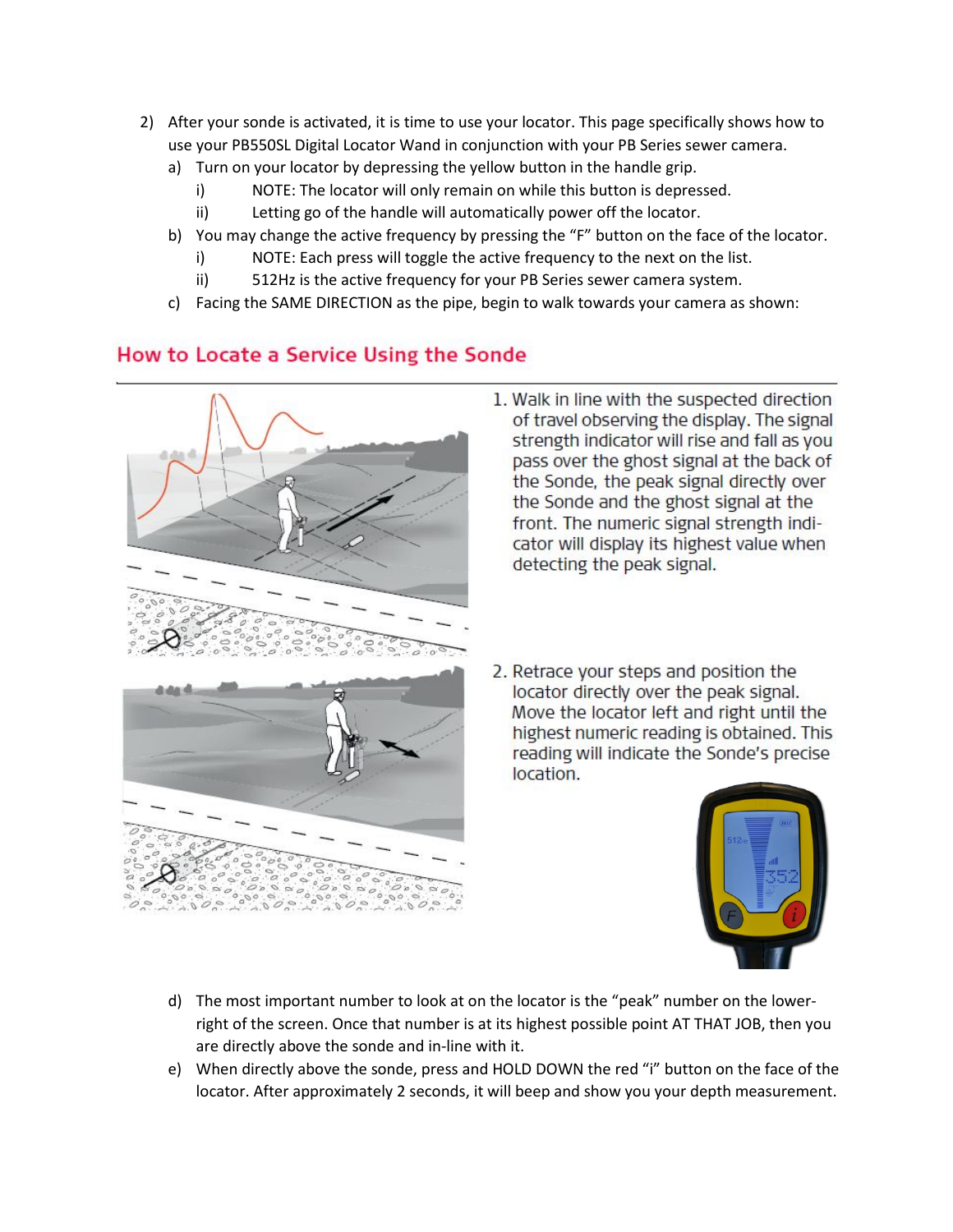2) After your sonde is activated, it is time to use your locator. This page specifically shows how to use your PB550SL Digital Locator Wand in conjunction with your PB Series sewer camera.
   a) Turn on your locator by depressing the yellow button in the handle grip.
      i) NOTE: The locator will only remain on while this button is depressed.
      ii) Letting go of the handle will automatically power off the locator.
   b) You may change the active frequency by pressing the "F" button on the face of the locator.
      i) NOTE: Each press will toggle the active frequency to the next on the list.
      ii) 512Hz is the active frequency for your PB Series sewer camera system.
   c) Facing the SAME DIRECTION as the pipe, begin to walk towards your camera as shown:

## How to Locate a Service Using the Sonde

1. Walk in line with the suspected direction of travel observing the display. The signal strength indicator will rise and fall as you pass over the ghost signal at the back of the Sonde, the peak signal directly over the Sonde and the ghost signal at the front. The numeric signal strength indicator will display its highest value when detecting the peak signal.

2. Retrace your steps and position the locator directly over the peak signal. Move the locator left and right until the highest numeric reading is obtained. This reading will indicate the Sonde's precise location.

   d) The most important number to look at on the locator is the "peak" number on the lower-right of the screen. Once that number is at its highest possible point AT THAT JOB, then you are directly above the sonde and in-line with it.
   e) When directly above the sonde, press and HOLD DOWN the red "i" button on the face of the locator. After approximately 2 seconds, it will beep and show you your depth measurement.